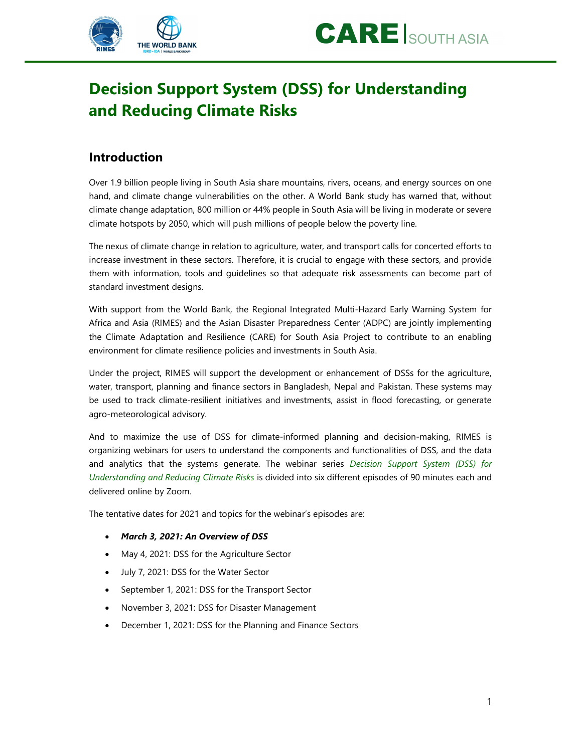# Decision Support System (DSS) for Understanding and Reducing Climate Risks

## Introduction

Over 1.9 billion people living in South Asia share mountains, rivers, oceans, and energy sources on one hand, and climate change vulnerabilities on the other. A World Bank study has warned that, without climate change adaptation, 800 million or 44% people in South Asia will be living in moderate or severe climate hotspots by 2050, which will push millions of people below the poverty line.

The nexus of climate change in relation to agriculture, water, and transport calls for concerted efforts to increase investment in these sectors. Therefore, it is crucial to engage with these sectors, and provide them with information, tools and guidelines so that adequate risk assessments can become part of standard investment designs.

With support from the World Bank, the Regional Integrated Multi-Hazard Early Warning System for Africa and Asia (RIMES) and the Asian Disaster Preparedness Center (ADPC) are jointly implementing the Climate Adaptation and Resilience (CARE) for South Asia Project to contribute to an enabling environment for climate resilience policies and investments in South Asia.

Under the project, RIMES will support the development or enhancement of DSSs for the agriculture, water, transport, planning and finance sectors in Bangladesh, Nepal and Pakistan. These systems may be used to track climate-resilient initiatives and investments, assist in flood forecasting, or generate agro-meteorological advisory.

And to maximize the use of DSS for climate-informed planning and decision-making, RIMES is organizing webinars for users to understand the components and functionalities of DSS, and the data and analytics that the systems generate. The webinar series *Decision Support System (DSS) for Understanding and Reducing Climate Risks* is divided into six different episodes of 90 minutes each and delivered online by Zoom.

The tentative dates for 2021 and topics for the webinar's episodes are:

- ***March 3, 2021: An Overview of DSS***
- May 4, 2021: DSS for the Agriculture Sector
- July 7, 2021: DSS for the Water Sector
- September 1, 2021: DSS for the Transport Sector
- November 3, 2021: DSS for Disaster Management
- December 1, 2021: DSS for the Planning and Finance Sectors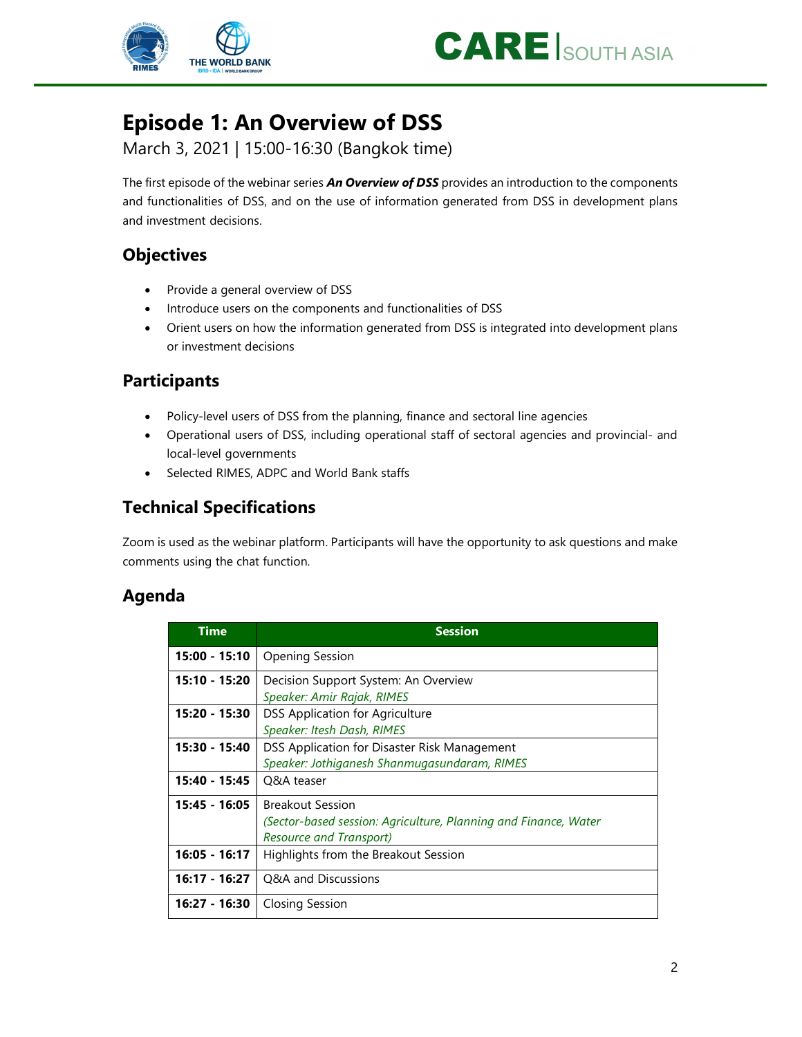# Episode 1: An Overview of DSS

March 3, 2021 | 15:00-16:30 (Bangkok time)

The first episode of the webinar series ***An Overview of DSS*** provides an introduction to the components and functionalities of DSS, and on the use of information generated from DSS in development plans and investment decisions.

## Objectives

- Provide a general overview of DSS
- Introduce users on the components and functionalities of DSS
- Orient users on how the information generated from DSS is integrated into development plans or investment decisions

## Participants

- Policy-level users of DSS from the planning, finance and sectoral line agencies
- Operational users of DSS, including operational staff of sectoral agencies and provincial- and local-level governments
- Selected RIMES, ADPC and World Bank staffs

## Technical Specifications

Zoom is used as the webinar platform. Participants will have the opportunity to ask questions and make comments using the chat function.

## Agenda

| Time | Session |
|---|---|
| **15:00 - 15:10** | Opening Session |
| **15:10 - 15:20** | Decision Support System: An Overview<br>*Speaker: Amir Rajak, RIMES* |
| **15:20 - 15:30** | DSS Application for Agriculture<br>*Speaker: Itesh Dash, RIMES* |
| **15:30 - 15:40** | DSS Application for Disaster Risk Management<br>*Speaker: Jothiganesh Shanmugasundaram, RIMES* |
| **15:40 - 15:45** | Q&A teaser |
| **15:45 - 16:05** | Breakout Session<br>*(Sector-based session: Agriculture, Planning and Finance, Water Resource and Transport)* |
| **16:05 - 16:17** | Highlights from the Breakout Session |
| **16:17 - 16:27** | Q&A and Discussions |
| **16:27 - 16:30** | Closing Session |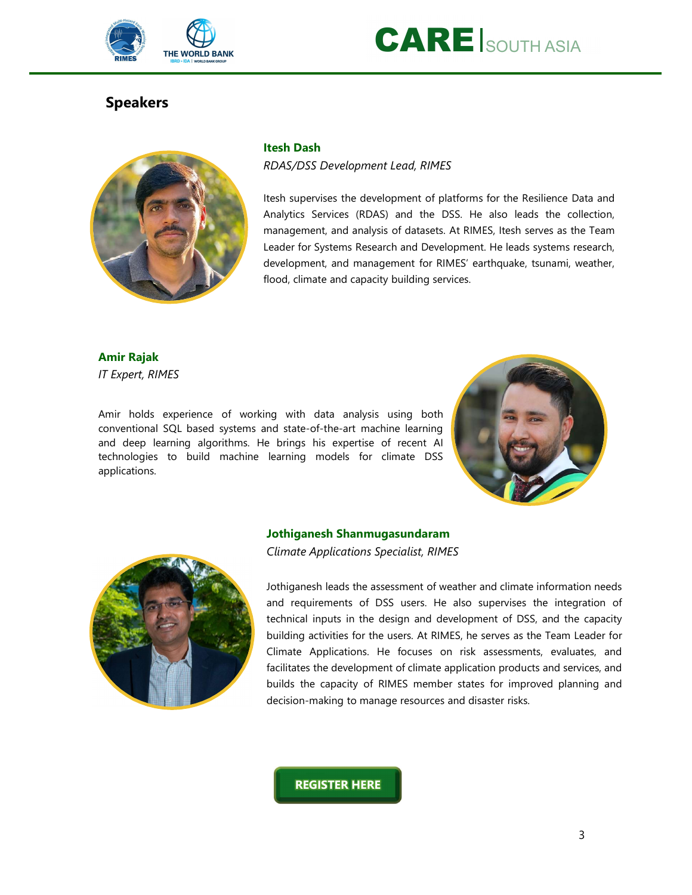## Speakers

**Itesh Dash**
*RDAS/DSS Development Lead, RIMES*

Itesh supervises the development of platforms for the Resilience Data and Analytics Services (RDAS) and the DSS. He also leads the collection, management, and analysis of datasets. At RIMES, Itesh serves as the Team Leader for Systems Research and Development. He leads systems research, development, and management for RIMES' earthquake, tsunami, weather, flood, climate and capacity building services.

**Amir Rajak**
*IT Expert, RIMES*

Amir holds experience of working with data analysis using both conventional SQL based systems and state-of-the-art machine learning and deep learning algorithms. He brings his expertise of recent AI technologies to build machine learning models for climate DSS applications.

**Jothiganesh Shanmugasundaram**
*Climate Applications Specialist, RIMES*

Jothiganesh leads the assessment of weather and climate information needs and requirements of DSS users. He also supervises the integration of technical inputs in the design and development of DSS, and the capacity building activities for the users. At RIMES, he serves as the Team Leader for Climate Applications. He focuses on risk assessments, evaluates, and facilitates the development of climate application products and services, and builds the capacity of RIMES member states for improved planning and decision-making to manage resources and disaster risks.

**REGISTER HERE**